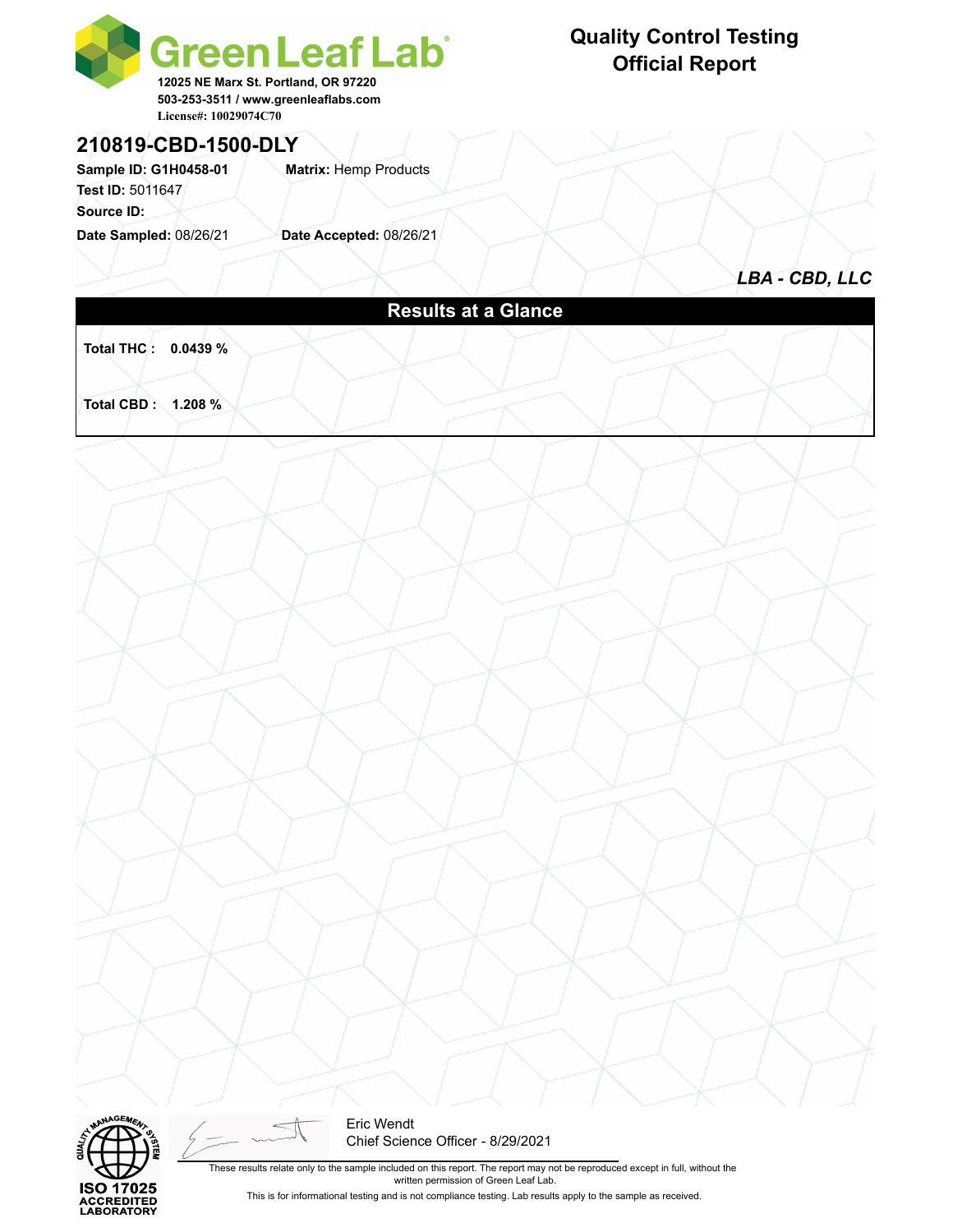**Green Leaf Lab**
12025 NE Marx St. Portland, OR 97220
503-253-3511 / www.greenleaflabs.com
License#: 10029074C70

# Quality Control Testing Official Report

## 210819-CBD-1500-DLY

**Sample ID:** G1H0458-01 **Matrix:** Hemp Products
**Test ID:** 5011647
**Source ID:**
**Date Sampled:** 08/26/21 **Date Accepted:** 08/26/21

***LBA - CBD, LLC***

## Results at a Glance

**Total THC : 0.0439 %**

**Total CBD : 1.208 %**

ISO 17025 ACCREDITED LABORATORY

Eric Wendt
Chief Science Officer - 8/29/2021

These results relate only to the sample included on this report. The report may not be reproduced except in full, without the written permission of Green Leaf Lab.

This is for informational testing and is not compliance testing. Lab results apply to the sample as received.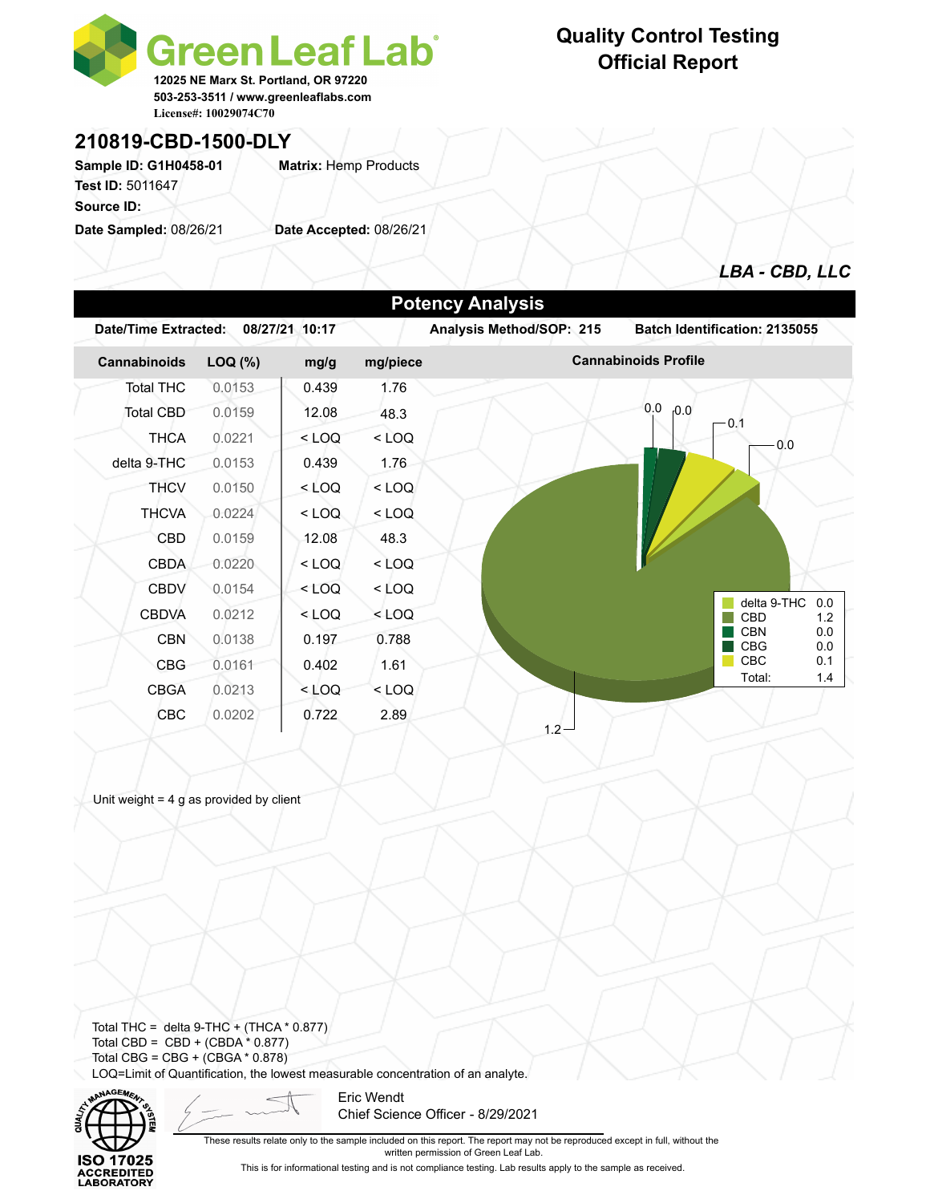# Green Leaf Lab

12025 NE Marx St. Portland, OR 97220
503-253-3511 / www.greenleaflabs.com
License#: 10029074C70

## Quality Control Testing Official Report

## 210819-CBD-1500-DLY

**Sample ID:** G1H0458-01 **Matrix:** Hemp Products
**Test ID:** 5011647
**Source ID:**
**Date Sampled:** 08/26/21 **Date Accepted:** 08/26/21

***LBA - CBD, LLC***

### Potency Analysis

**Date/Time Extracted:** 08/27/21 10:17 **Analysis Method/SOP:** 215 **Batch Identification:** 2135055

| Cannabinoids | LOQ (%) | mg/g | mg/piece |
|---|---|---|---|
| Total THC | 0.0153 | 0.439 | 1.76 |
| Total CBD | 0.0159 | 12.08 | 48.3 |
| THCA | 0.0221 | < LOQ | < LOQ |
| delta 9-THC | 0.0153 | 0.439 | 1.76 |
| THCV | 0.0150 | < LOQ | < LOQ |
| THCVA | 0.0224 | < LOQ | < LOQ |
| CBD | 0.0159 | 12.08 | 48.3 |
| CBDA | 0.0220 | < LOQ | < LOQ |
| CBDV | 0.0154 | < LOQ | < LOQ |
| CBDVA | 0.0212 | < LOQ | < LOQ |
| CBN | 0.0138 | 0.197 | 0.788 |
| CBG | 0.0161 | 0.402 | 1.61 |
| CBGA | 0.0213 | < LOQ | < LOQ |
| CBC | 0.0202 | 0.722 | 2.89 |

**Cannabinoids Profile**

| | |
|---|---|
| delta 9-THC | 0.0 |
| CBD | 1.2 |
| CBN | 0.0 |
| CBG | 0.0 |
| CBC | 0.1 |
| Total: | 1.4 |

Unit weight = 4 g as provided by client

Total THC = delta 9-THC + (THCA * 0.877)
Total CBD = CBD + (CBDA * 0.877)
Total CBG = CBG + (CBGA * 0.878)
LOQ=Limit of Quantification, the lowest measurable concentration of an analyte.

ISO 17025 ACCREDITED LABORATORY

Eric Wendt
Chief Science Officer - 8/29/2021

These results relate only to the sample included on this report. The report may not be reproduced except in full, without the written permission of Green Leaf Lab.

This is for informational testing and is not compliance testing. Lab results apply to the sample as received.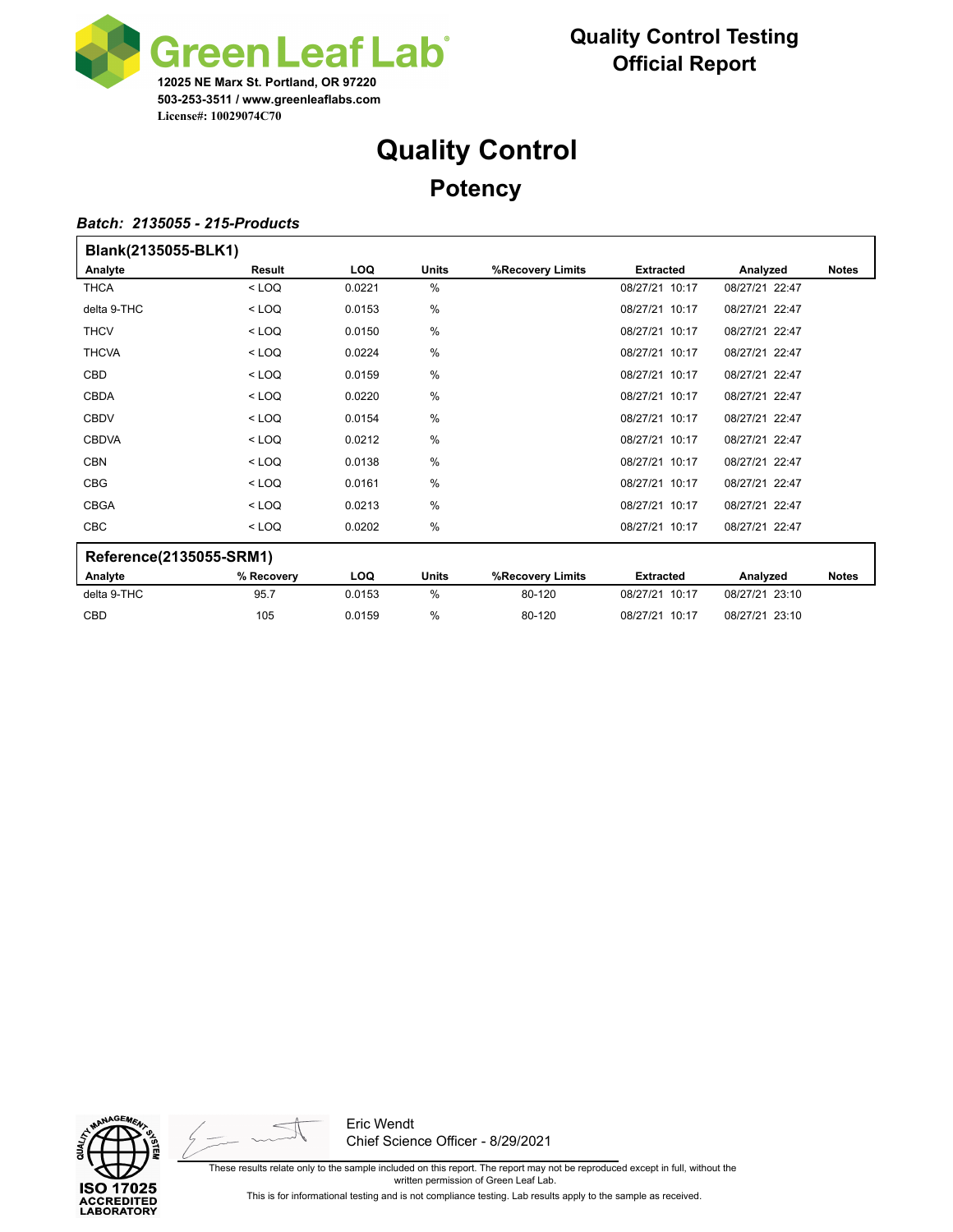**Green Leaf Lab**

**12025 NE Marx St. Portland, OR 97220**
**503-253-3511 / www.greenleaflabs.com**
**License#: 10029074C70**

**Quality Control Testing**
**Official Report**

# Quality Control

## Potency

***Batch: 2135055 - 215-Products***

**Blank(2135055-BLK1)**

| Analyte | Result | LOQ | Units | %Recovery Limits | Extracted | Analyzed | Notes |
|---|---|---|---|---|---|---|---|
| THCA | < LOQ | 0.0221 | % | | 08/27/21 10:17 | 08/27/21 22:47 | |
| delta 9-THC | < LOQ | 0.0153 | % | | 08/27/21 10:17 | 08/27/21 22:47 | |
| THCV | < LOQ | 0.0150 | % | | 08/27/21 10:17 | 08/27/21 22:47 | |
| THCVA | < LOQ | 0.0224 | % | | 08/27/21 10:17 | 08/27/21 22:47 | |
| CBD | < LOQ | 0.0159 | % | | 08/27/21 10:17 | 08/27/21 22:47 | |
| CBDA | < LOQ | 0.0220 | % | | 08/27/21 10:17 | 08/27/21 22:47 | |
| CBDV | < LOQ | 0.0154 | % | | 08/27/21 10:17 | 08/27/21 22:47 | |
| CBDVA | < LOQ | 0.0212 | % | | 08/27/21 10:17 | 08/27/21 22:47 | |
| CBN | < LOQ | 0.0138 | % | | 08/27/21 10:17 | 08/27/21 22:47 | |
| CBG | < LOQ | 0.0161 | % | | 08/27/21 10:17 | 08/27/21 22:47 | |
| CBGA | < LOQ | 0.0213 | % | | 08/27/21 10:17 | 08/27/21 22:47 | |
| CBC | < LOQ | 0.0202 | % | | 08/27/21 10:17 | 08/27/21 22:47 | |

**Reference(2135055-SRM1)**

| Analyte | % Recovery | LOQ | Units | %Recovery Limits | Extracted | Analyzed | Notes |
|---|---|---|---|---|---|---|---|
| delta 9-THC | 95.7 | 0.0153 | % | 80-120 | 08/27/21 10:17 | 08/27/21 23:10 | |
| CBD | 105 | 0.0159 | % | 80-120 | 08/27/21 10:17 | 08/27/21 23:10 | |

ISO 17025 ACCREDITED LABORATORY

Eric Wendt
Chief Science Officer - 8/29/2021

These results relate only to the sample included on this report. The report may not be reproduced except in full, without the written permission of Green Leaf Lab.

This is for informational testing and is not compliance testing. Lab results apply to the sample as received.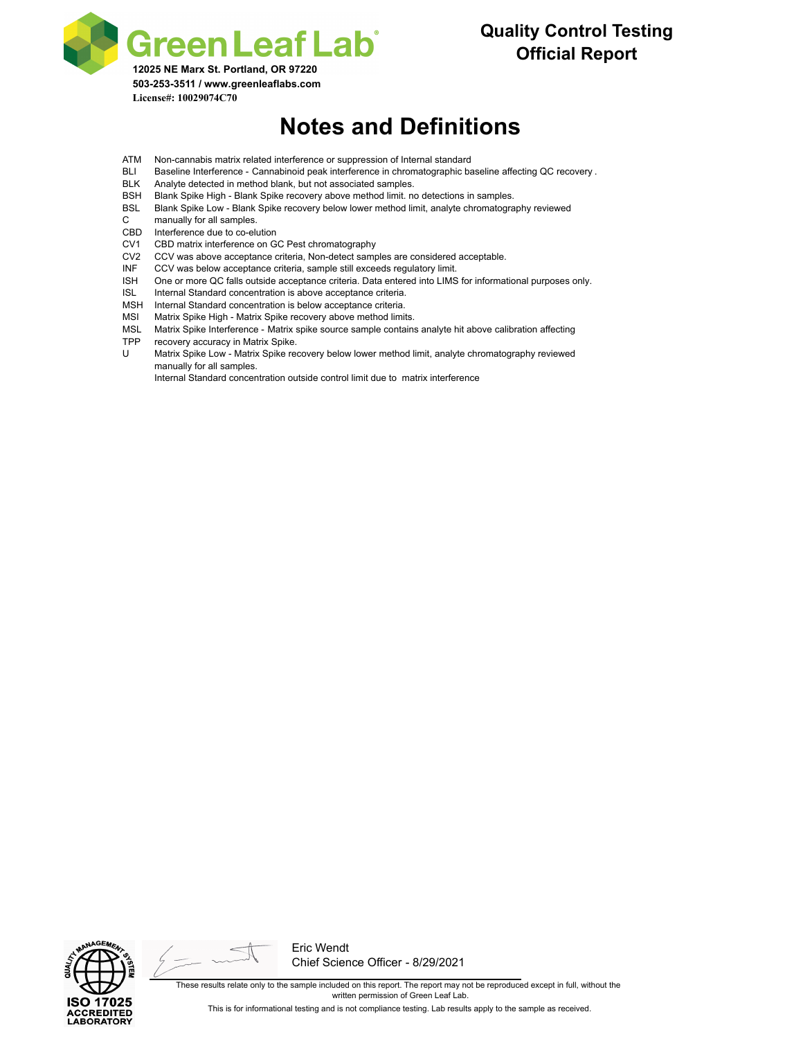# Notes and Definitions

| | |
|---|---|
| ATM | Non-cannabis matrix related interference or suppression of Internal standard |
| BLI | Baseline Interference - Cannabinoid peak interference in chromatographic baseline affecting QC recovery . |
| BLK | Analyte detected in method blank, but not associated samples. |
| BSH | Blank Spike High - Blank Spike recovery above method limit. no detections in samples. |
| BSL | Blank Spike Low - Blank Spike recovery below lower method limit, analyte chromatography reviewed |
| C | manually for all samples. |
| CBD | Interference due to co-elution |
| CV1 | CBD matrix interference on GC Pest chromatography |
| CV2 | CCV was above acceptance criteria, Non-detect samples are considered acceptable. |
| INF | CCV was below acceptance criteria, sample still exceeds regulatory limit. |
| ISH | One or more QC falls outside acceptance criteria. Data entered into LIMS for informational purposes only. |
| ISL | Internal Standard concentration is above acceptance criteria. |
| MSH | Internal Standard concentration is below acceptance criteria. |
| MSI | Matrix Spike High - Matrix Spike recovery above method limits. |
| MSL | Matrix Spike Interference - Matrix spike source sample contains analyte hit above calibration affecting |
| TPP | recovery accuracy in Matrix Spike. |
| U | Matrix Spike Low - Matrix Spike recovery below lower method limit, analyte chromatography reviewed |
| | manually for all samples. |
| | Internal Standard concentration outside control limit due to matrix interference |

Eric Wendt
Chief Science Officer - 8/29/2021